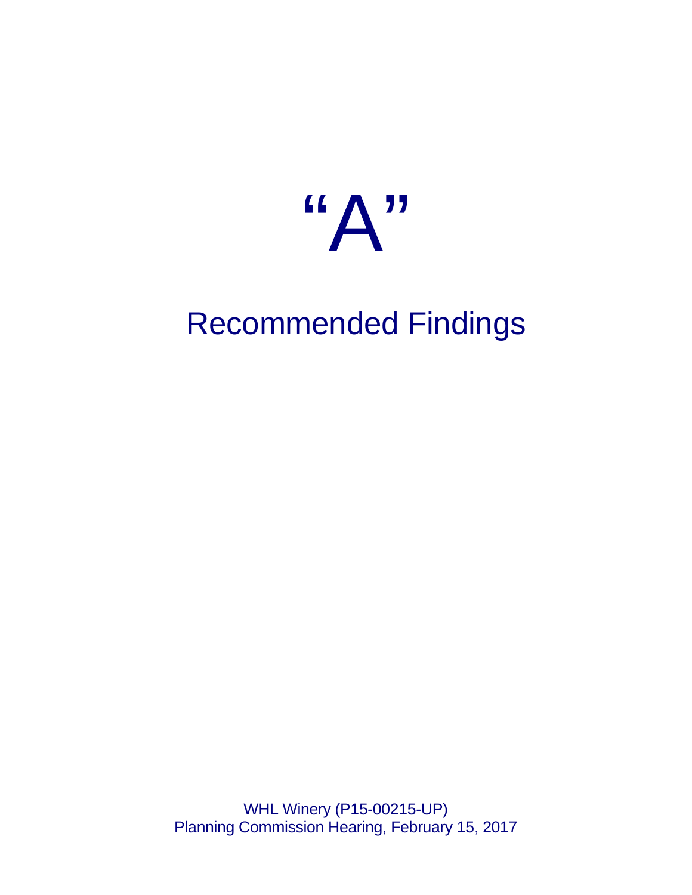# "A"

## Recommended Findings

WHL Winery (P15-00215-UP)
Planning Commission Hearing, February 15, 2017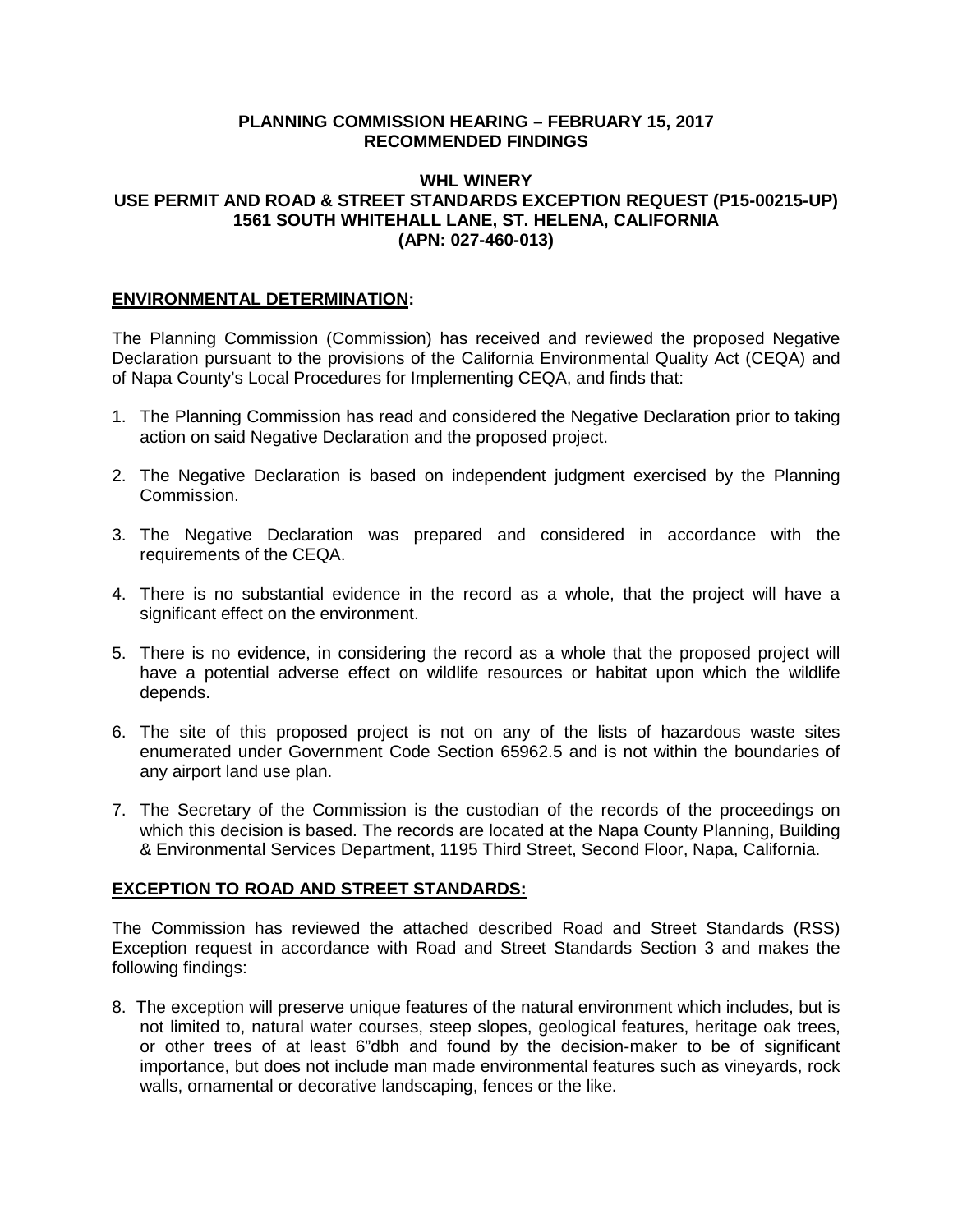**PLANNING COMMISSION HEARING – FEBRUARY 15, 2017**
**RECOMMENDED FINDINGS**

**WHL WINERY**
**USE PERMIT AND ROAD & STREET STANDARDS EXCEPTION REQUEST (P15-00215-UP)**
**1561 SOUTH WHITEHALL LANE, ST. HELENA, CALIFORNIA**
**(APN: 027-460-013)**

## ENVIRONMENTAL DETERMINATION:

The Planning Commission (Commission) has received and reviewed the proposed Negative Declaration pursuant to the provisions of the California Environmental Quality Act (CEQA) and of Napa County's Local Procedures for Implementing CEQA, and finds that:

1. The Planning Commission has read and considered the Negative Declaration prior to taking action on said Negative Declaration and the proposed project.

2. The Negative Declaration is based on independent judgment exercised by the Planning Commission.

3. The Negative Declaration was prepared and considered in accordance with the requirements of the CEQA.

4. There is no substantial evidence in the record as a whole, that the project will have a significant effect on the environment.

5. There is no evidence, in considering the record as a whole that the proposed project will have a potential adverse effect on wildlife resources or habitat upon which the wildlife depends.

6. The site of this proposed project is not on any of the lists of hazardous waste sites enumerated under Government Code Section 65962.5 and is not within the boundaries of any airport land use plan.

7. The Secretary of the Commission is the custodian of the records of the proceedings on which this decision is based. The records are located at the Napa County Planning, Building & Environmental Services Department, 1195 Third Street, Second Floor, Napa, California.

## EXCEPTION TO ROAD AND STREET STANDARDS:

The Commission has reviewed the attached described Road and Street Standards (RSS) Exception request in accordance with Road and Street Standards Section 3 and makes the following findings:

8. The exception will preserve unique features of the natural environment which includes, but is not limited to, natural water courses, steep slopes, geological features, heritage oak trees, or other trees of at least 6"dbh and found by the decision-maker to be of significant importance, but does not include man made environmental features such as vineyards, rock walls, ornamental or decorative landscaping, fences or the like.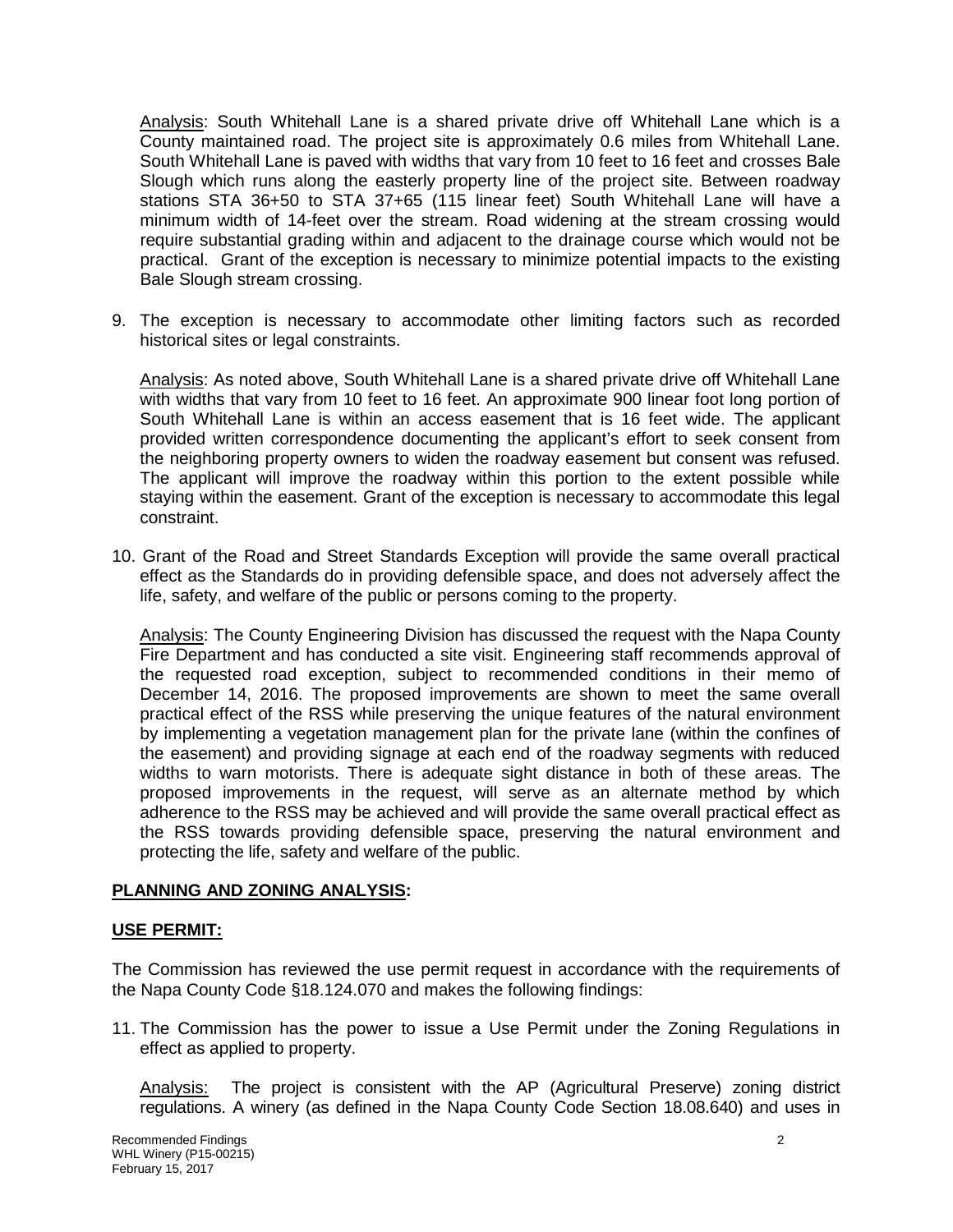Analysis: South Whitehall Lane is a shared private drive off Whitehall Lane which is a County maintained road. The project site is approximately 0.6 miles from Whitehall Lane. South Whitehall Lane is paved with widths that vary from 10 feet to 16 feet and crosses Bale Slough which runs along the easterly property line of the project site. Between roadway stations STA 36+50 to STA 37+65 (115 linear feet) South Whitehall Lane will have a minimum width of 14-feet over the stream. Road widening at the stream crossing would require substantial grading within and adjacent to the drainage course which would not be practical. Grant of the exception is necessary to minimize potential impacts to the existing Bale Slough stream crossing.

9. The exception is necessary to accommodate other limiting factors such as recorded historical sites or legal constraints.

   Analysis: As noted above, South Whitehall Lane is a shared private drive off Whitehall Lane with widths that vary from 10 feet to 16 feet. An approximate 900 linear foot long portion of South Whitehall Lane is within an access easement that is 16 feet wide. The applicant provided written correspondence documenting the applicant's effort to seek consent from the neighboring property owners to widen the roadway easement but consent was refused. The applicant will improve the roadway within this portion to the extent possible while staying within the easement. Grant of the exception is necessary to accommodate this legal constraint.

10. Grant of the Road and Street Standards Exception will provide the same overall practical effect as the Standards do in providing defensible space, and does not adversely affect the life, safety, and welfare of the public or persons coming to the property.

    Analysis: The County Engineering Division has discussed the request with the Napa County Fire Department and has conducted a site visit. Engineering staff recommends approval of the requested road exception, subject to recommended conditions in their memo of December 14, 2016. The proposed improvements are shown to meet the same overall practical effect of the RSS while preserving the unique features of the natural environment by implementing a vegetation management plan for the private lane (within the confines of the easement) and providing signage at each end of the roadway segments with reduced widths to warn motorists. There is adequate sight distance in both of these areas. The proposed improvements in the request, will serve as an alternate method by which adherence to the RSS may be achieved and will provide the same overall practical effect as the RSS towards providing defensible space, preserving the natural environment and protecting the life, safety and welfare of the public.

**PLANNING AND ZONING ANALYSIS:**

**USE PERMIT:**

The Commission has reviewed the use permit request in accordance with the requirements of the Napa County Code §18.124.070 and makes the following findings:

11. The Commission has the power to issue a Use Permit under the Zoning Regulations in effect as applied to property.

    Analysis: The project is consistent with the AP (Agricultural Preserve) zoning district regulations. A winery (as defined in the Napa County Code Section 18.08.640) and uses in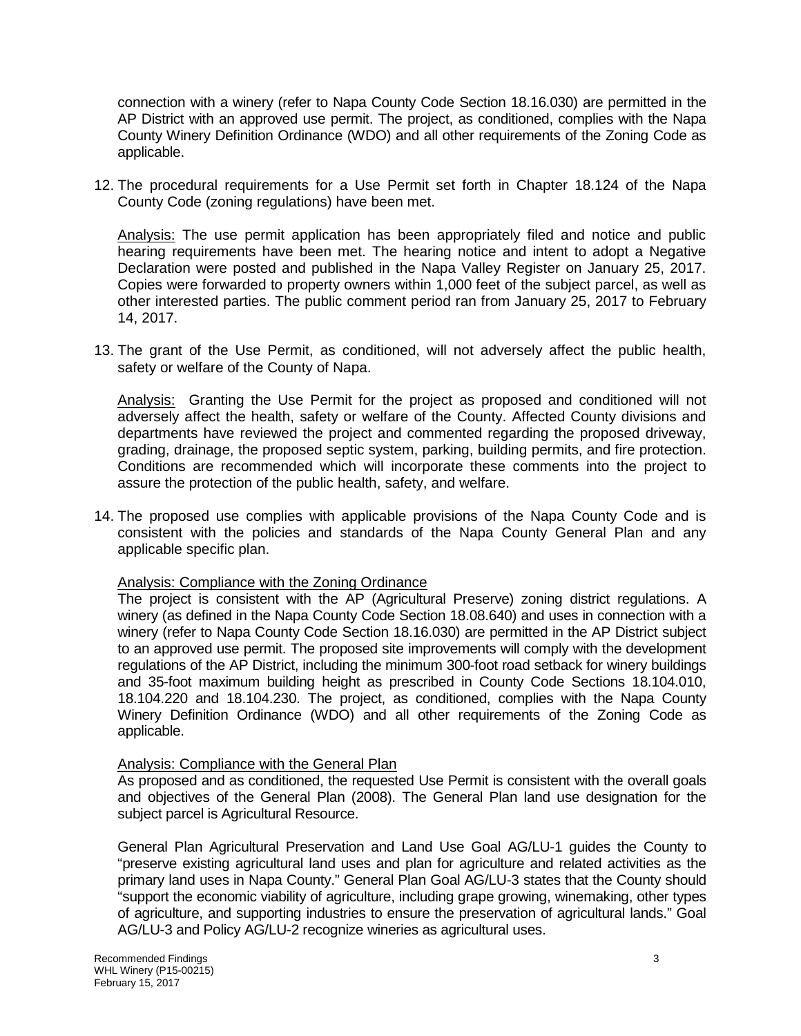connection with a winery (refer to Napa County Code Section 18.16.030) are permitted in the AP District with an approved use permit. The project, as conditioned, complies with the Napa County Winery Definition Ordinance (WDO) and all other requirements of the Zoning Code as applicable.

12. The procedural requirements for a Use Permit set forth in Chapter 18.124 of the Napa County Code (zoning regulations) have been met.

    Analysis: The use permit application has been appropriately filed and notice and public hearing requirements have been met. The hearing notice and intent to adopt a Negative Declaration were posted and published in the Napa Valley Register on January 25, 2017. Copies were forwarded to property owners within 1,000 feet of the subject parcel, as well as other interested parties. The public comment period ran from January 25, 2017 to February 14, 2017.

13. The grant of the Use Permit, as conditioned, will not adversely affect the public health, safety or welfare of the County of Napa.

    Analysis: Granting the Use Permit for the project as proposed and conditioned will not adversely affect the health, safety or welfare of the County. Affected County divisions and departments have reviewed the project and commented regarding the proposed driveway, grading, drainage, the proposed septic system, parking, building permits, and fire protection. Conditions are recommended which will incorporate these comments into the project to assure the protection of the public health, safety, and welfare.

14. The proposed use complies with applicable provisions of the Napa County Code and is consistent with the policies and standards of the Napa County General Plan and any applicable specific plan.

    Analysis: Compliance with the Zoning Ordinance
    The project is consistent with the AP (Agricultural Preserve) zoning district regulations. A winery (as defined in the Napa County Code Section 18.08.640) and uses in connection with a winery (refer to Napa County Code Section 18.16.030) are permitted in the AP District subject to an approved use permit. The proposed site improvements will comply with the development regulations of the AP District, including the minimum 300-foot road setback for winery buildings and 35-foot maximum building height as prescribed in County Code Sections 18.104.010, 18.104.220 and 18.104.230. The project, as conditioned, complies with the Napa County Winery Definition Ordinance (WDO) and all other requirements of the Zoning Code as applicable.

    Analysis: Compliance with the General Plan
    As proposed and as conditioned, the requested Use Permit is consistent with the overall goals and objectives of the General Plan (2008). The General Plan land use designation for the subject parcel is Agricultural Resource.

    General Plan Agricultural Preservation and Land Use Goal AG/LU-1 guides the County to "preserve existing agricultural land uses and plan for agriculture and related activities as the primary land uses in Napa County." General Plan Goal AG/LU-3 states that the County should "support the economic viability of agriculture, including grape growing, winemaking, other types of agriculture, and supporting industries to ensure the preservation of agricultural lands." Goal AG/LU-3 and Policy AG/LU-2 recognize wineries as agricultural uses.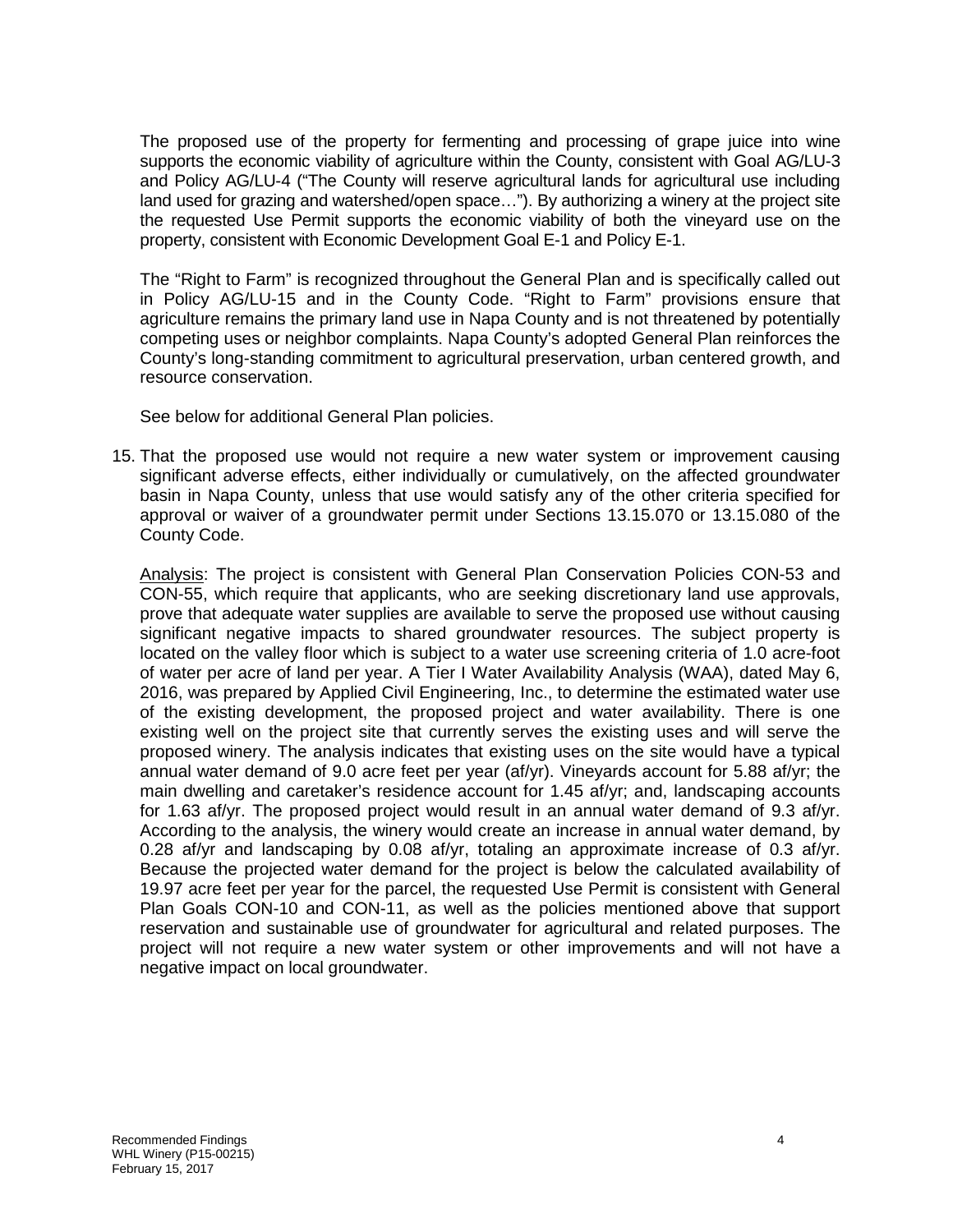The proposed use of the property for fermenting and processing of grape juice into wine supports the economic viability of agriculture within the County, consistent with Goal AG/LU-3 and Policy AG/LU-4 ("The County will reserve agricultural lands for agricultural use including land used for grazing and watershed/open space…"). By authorizing a winery at the project site the requested Use Permit supports the economic viability of both the vineyard use on the property, consistent with Economic Development Goal E-1 and Policy E-1.

The "Right to Farm" is recognized throughout the General Plan and is specifically called out in Policy AG/LU-15 and in the County Code. "Right to Farm" provisions ensure that agriculture remains the primary land use in Napa County and is not threatened by potentially competing uses or neighbor complaints. Napa County's adopted General Plan reinforces the County's long-standing commitment to agricultural preservation, urban centered growth, and resource conservation.

See below for additional General Plan policies.

15. That the proposed use would not require a new water system or improvement causing significant adverse effects, either individually or cumulatively, on the affected groundwater basin in Napa County, unless that use would satisfy any of the other criteria specified for approval or waiver of a groundwater permit under Sections 13.15.070 or 13.15.080 of the County Code.

    Analysis: The project is consistent with General Plan Conservation Policies CON-53 and CON-55, which require that applicants, who are seeking discretionary land use approvals, prove that adequate water supplies are available to serve the proposed use without causing significant negative impacts to shared groundwater resources. The subject property is located on the valley floor which is subject to a water use screening criteria of 1.0 acre-foot of water per acre of land per year. A Tier I Water Availability Analysis (WAA), dated May 6, 2016, was prepared by Applied Civil Engineering, Inc., to determine the estimated water use of the existing development, the proposed project and water availability. There is one existing well on the project site that currently serves the existing uses and will serve the proposed winery. The analysis indicates that existing uses on the site would have a typical annual water demand of 9.0 acre feet per year (af/yr). Vineyards account for 5.88 af/yr; the main dwelling and caretaker's residence account for 1.45 af/yr; and, landscaping accounts for 1.63 af/yr. The proposed project would result in an annual water demand of 9.3 af/yr. According to the analysis, the winery would create an increase in annual water demand, by 0.28 af/yr and landscaping by 0.08 af/yr, totaling an approximate increase of 0.3 af/yr. Because the projected water demand for the project is below the calculated availability of 19.97 acre feet per year for the parcel, the requested Use Permit is consistent with General Plan Goals CON-10 and CON-11, as well as the policies mentioned above that support reservation and sustainable use of groundwater for agricultural and related purposes. The project will not require a new water system or other improvements and will not have a negative impact on local groundwater.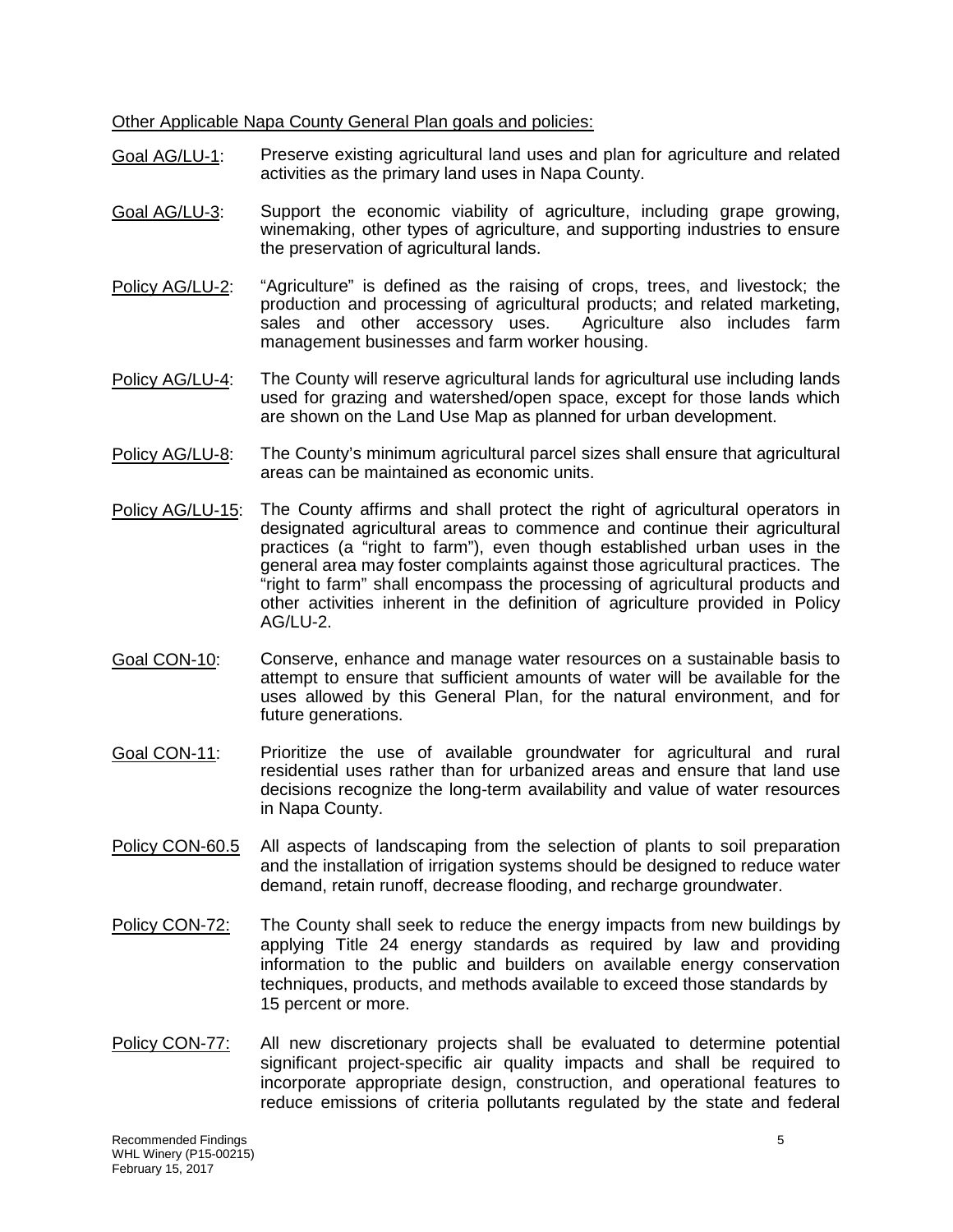Other Applicable Napa County General Plan goals and policies:

Goal AG/LU-1: Preserve existing agricultural land uses and plan for agriculture and related activities as the primary land uses in Napa County.

Goal AG/LU-3: Support the economic viability of agriculture, including grape growing, winemaking, other types of agriculture, and supporting industries to ensure the preservation of agricultural lands.

Policy AG/LU-2: "Agriculture" is defined as the raising of crops, trees, and livestock; the production and processing of agricultural products; and related marketing, sales and other accessory uses. Agriculture also includes farm management businesses and farm worker housing.

Policy AG/LU-4: The County will reserve agricultural lands for agricultural use including lands used for grazing and watershed/open space, except for those lands which are shown on the Land Use Map as planned for urban development.

Policy AG/LU-8: The County's minimum agricultural parcel sizes shall ensure that agricultural areas can be maintained as economic units.

Policy AG/LU-15: The County affirms and shall protect the right of agricultural operators in designated agricultural areas to commence and continue their agricultural practices (a "right to farm"), even though established urban uses in the general area may foster complaints against those agricultural practices. The "right to farm" shall encompass the processing of agricultural products and other activities inherent in the definition of agriculture provided in Policy AG/LU-2.

Goal CON-10: Conserve, enhance and manage water resources on a sustainable basis to attempt to ensure that sufficient amounts of water will be available for the uses allowed by this General Plan, for the natural environment, and for future generations.

Goal CON-11: Prioritize the use of available groundwater for agricultural and rural residential uses rather than for urbanized areas and ensure that land use decisions recognize the long-term availability and value of water resources in Napa County.

Policy CON-60.5 All aspects of landscaping from the selection of plants to soil preparation and the installation of irrigation systems should be designed to reduce water demand, retain runoff, decrease flooding, and recharge groundwater.

Policy CON-72: The County shall seek to reduce the energy impacts from new buildings by applying Title 24 energy standards as required by law and providing information to the public and builders on available energy conservation techniques, products, and methods available to exceed those standards by 15 percent or more.

Policy CON-77: All new discretionary projects shall be evaluated to determine potential significant project-specific air quality impacts and shall be required to incorporate appropriate design, construction, and operational features to reduce emissions of criteria pollutants regulated by the state and federal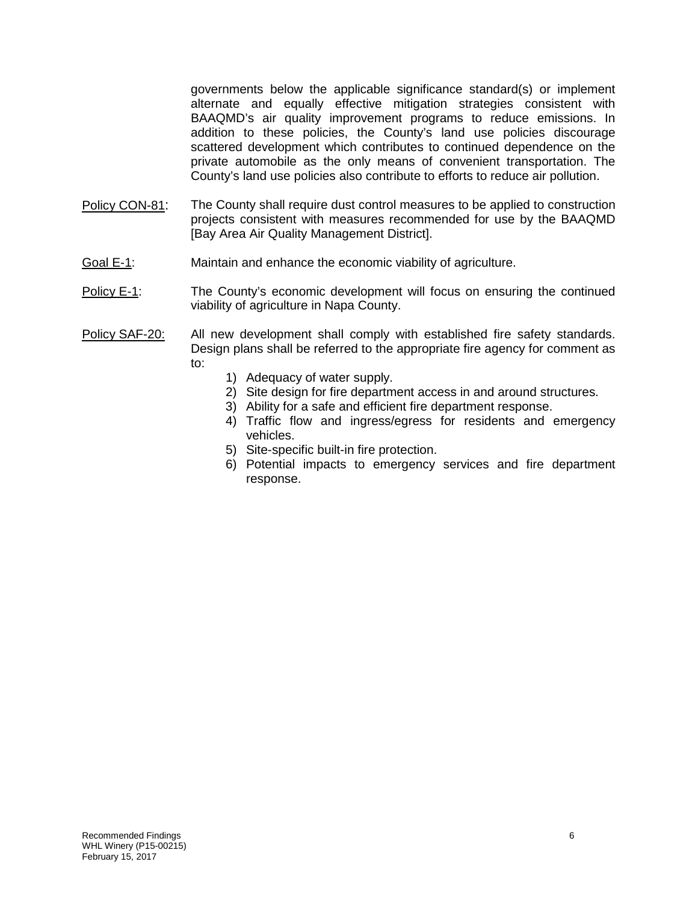governments below the applicable significance standard(s) or implement alternate and equally effective mitigation strategies consistent with BAAQMD's air quality improvement programs to reduce emissions. In addition to these policies, the County's land use policies discourage scattered development which contributes to continued dependence on the private automobile as the only means of convenient transportation. The County's land use policies also contribute to efforts to reduce air pollution.

Policy CON-81: The County shall require dust control measures to be applied to construction projects consistent with measures recommended for use by the BAAQMD [Bay Area Air Quality Management District].

Goal E-1: Maintain and enhance the economic viability of agriculture.

Policy E-1: The County's economic development will focus on ensuring the continued viability of agriculture in Napa County.

Policy SAF-20: All new development shall comply with established fire safety standards. Design plans shall be referred to the appropriate fire agency for comment as to:

1) Adequacy of water supply.
2) Site design for fire department access in and around structures.
3) Ability for a safe and efficient fire department response.
4) Traffic flow and ingress/egress for residents and emergency vehicles.
5) Site-specific built-in fire protection.
6) Potential impacts to emergency services and fire department response.